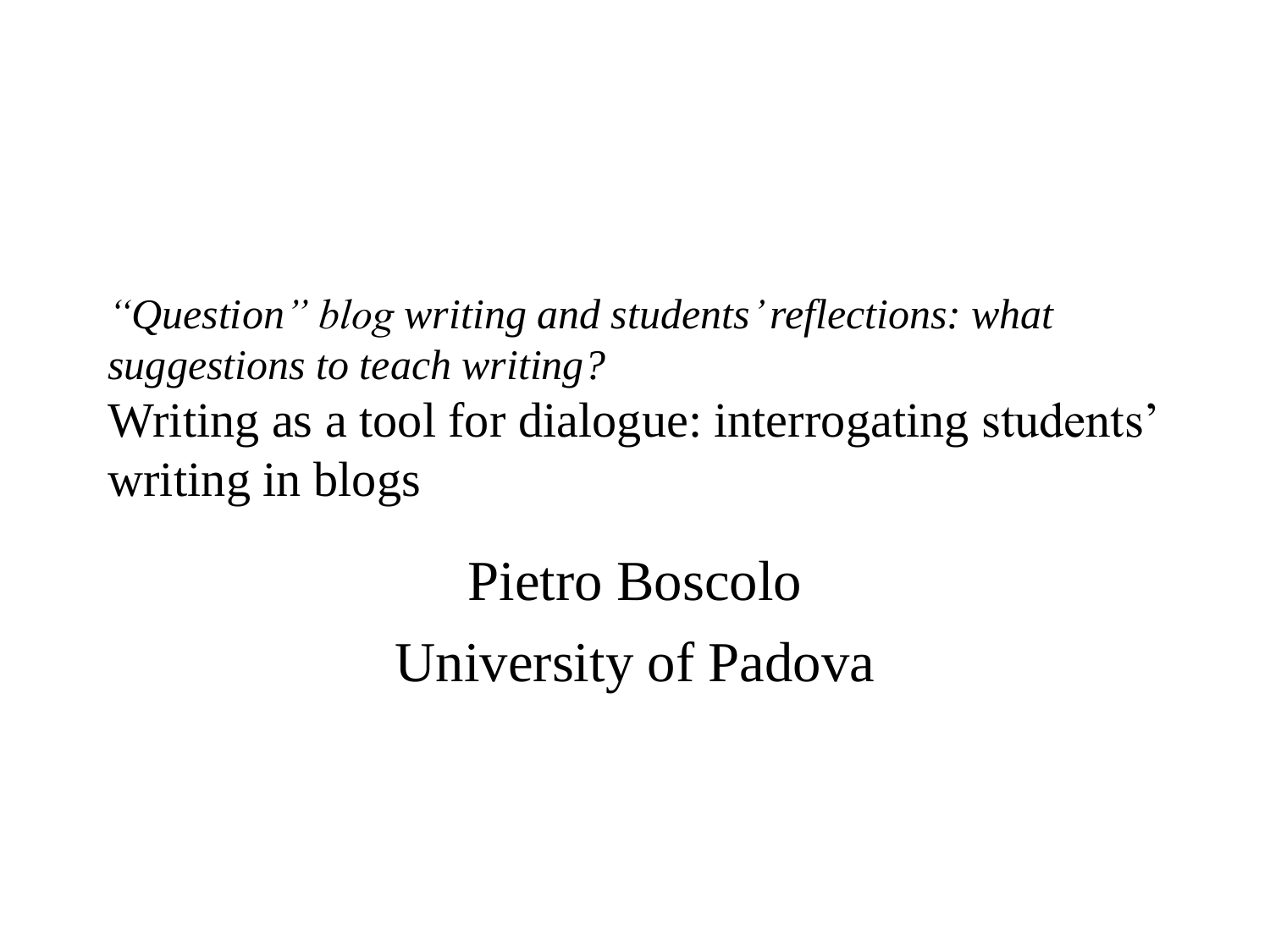*“Question” blog writing and students’ reflections: what suggestions to teach writing?*

# Writing as a tool for dialogue: interrogating students’ writing in blogs

Pietro Boscolo

University of Padova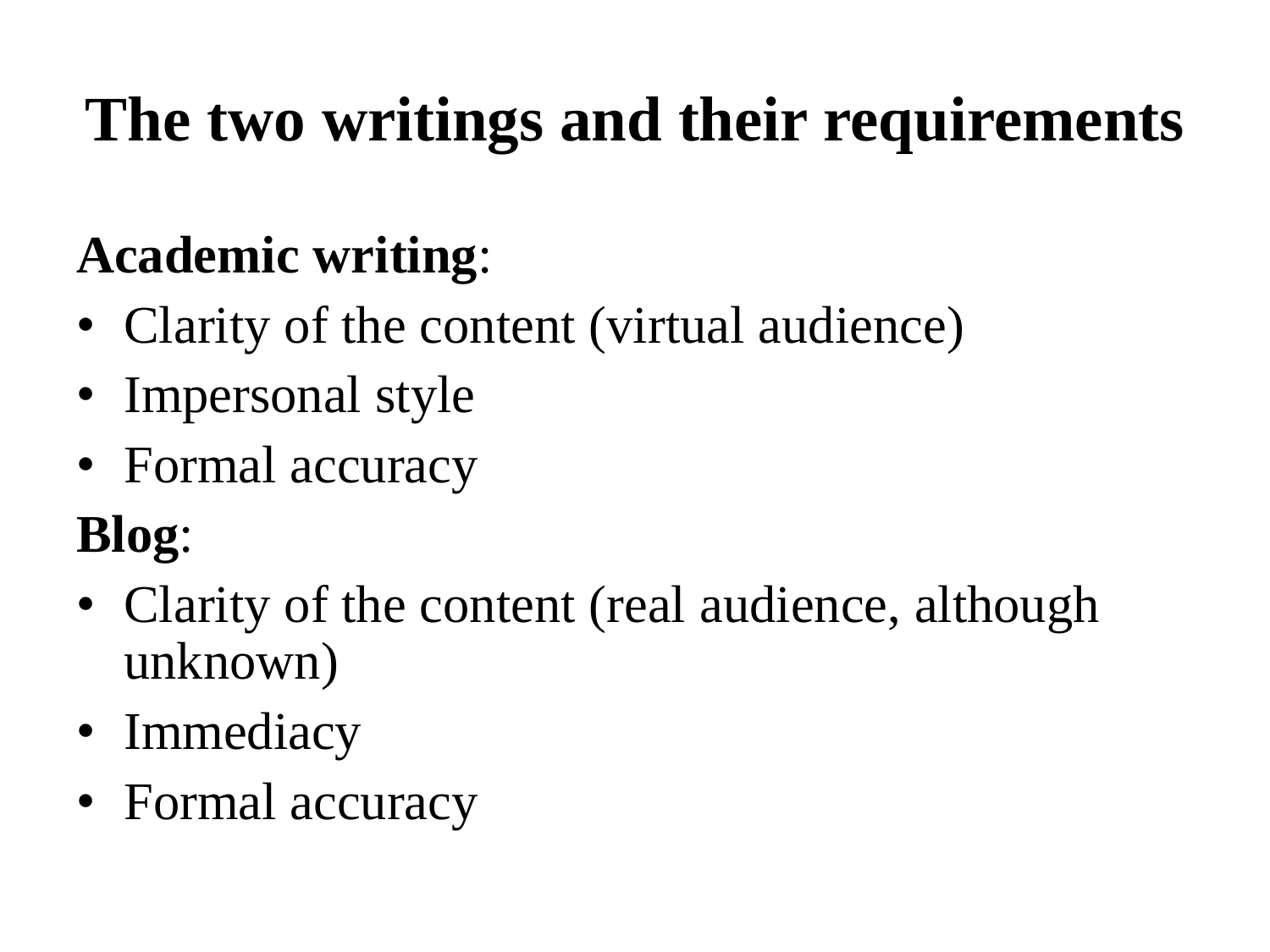# The two writings and their requirements

**Academic writing**:

- Clarity of the content (virtual audience)
- Impersonal style
- Formal accuracy

**Blog**:

- Clarity of the content (real audience, although unknown)
- Immediacy
- Formal accuracy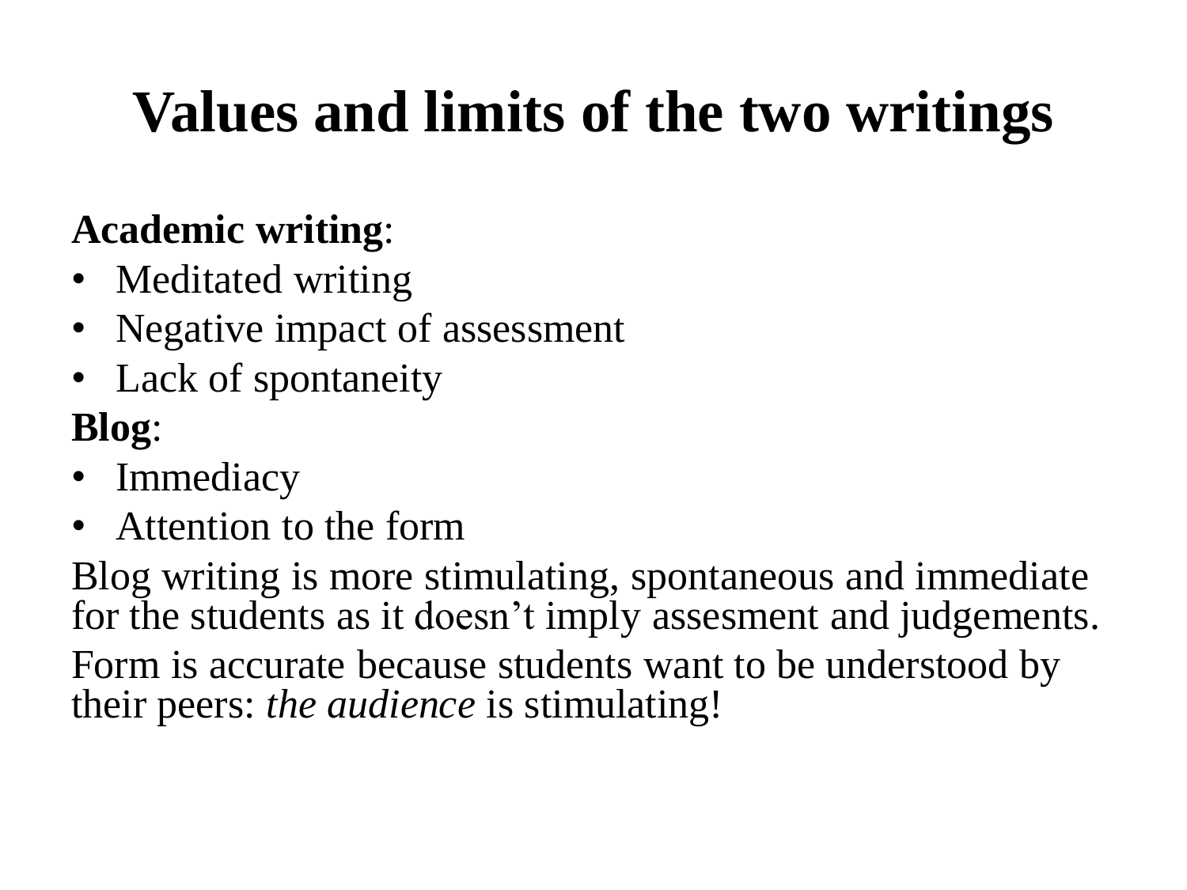# Values and limits of the two writings

**Academic writing**:

- Meditated writing
- Negative impact of assessment
- Lack of spontaneity

**Blog**:

- Immediacy
- Attention to the form

Blog writing is more stimulating, spontaneous and immediate for the students as it doesn't imply assesment and judgements.

Form is accurate because students want to be understood by their peers: *the audience* is stimulating!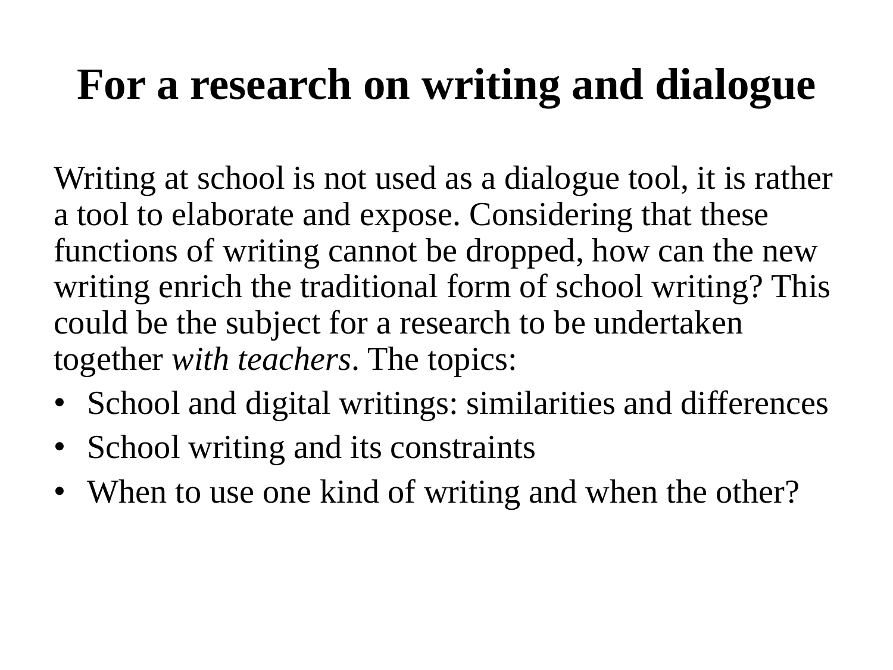# For a research on writing and dialogue

Writing at school is not used as a dialogue tool, it is rather a tool to elaborate and expose. Considering that these functions of writing cannot be dropped, how can the new writing enrich the traditional form of school writing? This could be the subject for a research to be undertaken together *with teachers*. The topics:

- School and digital writings: similarities and differences
- School writing and its constraints
- When to use one kind of writing and when the other?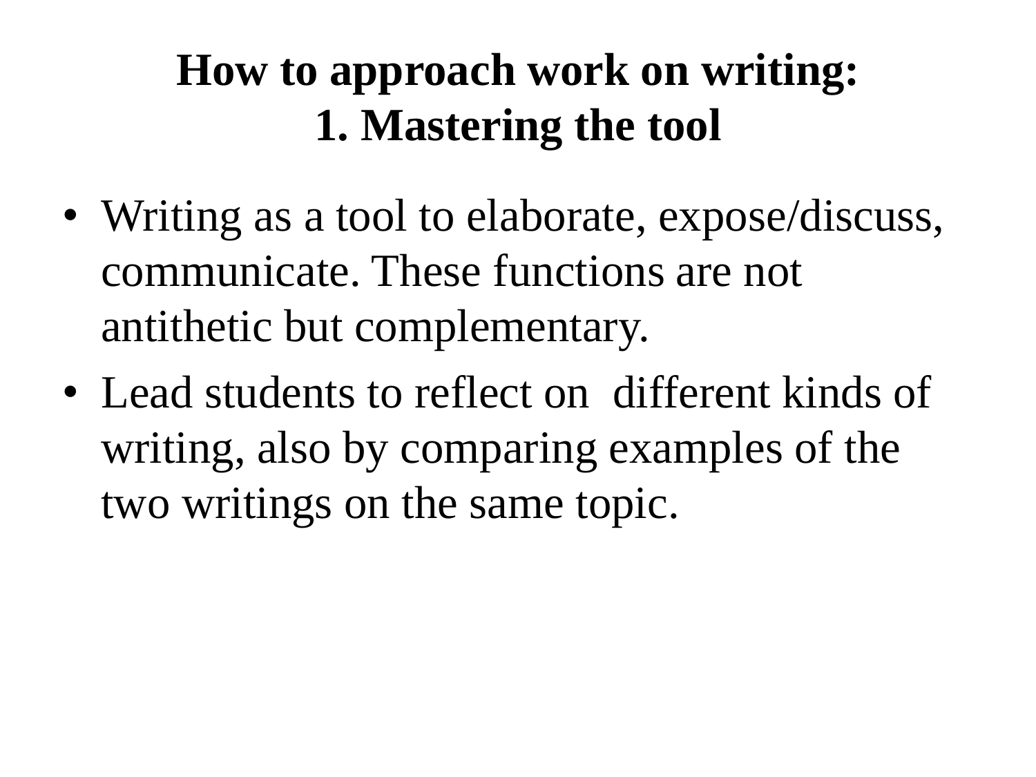# How to approach work on writing:
# 1. Mastering the tool

- Writing as a tool to elaborate, expose/discuss, communicate. These functions are not antithetic but complementary.
- Lead students to reflect on  different kinds of writing, also by comparing examples of the two writings on the same topic.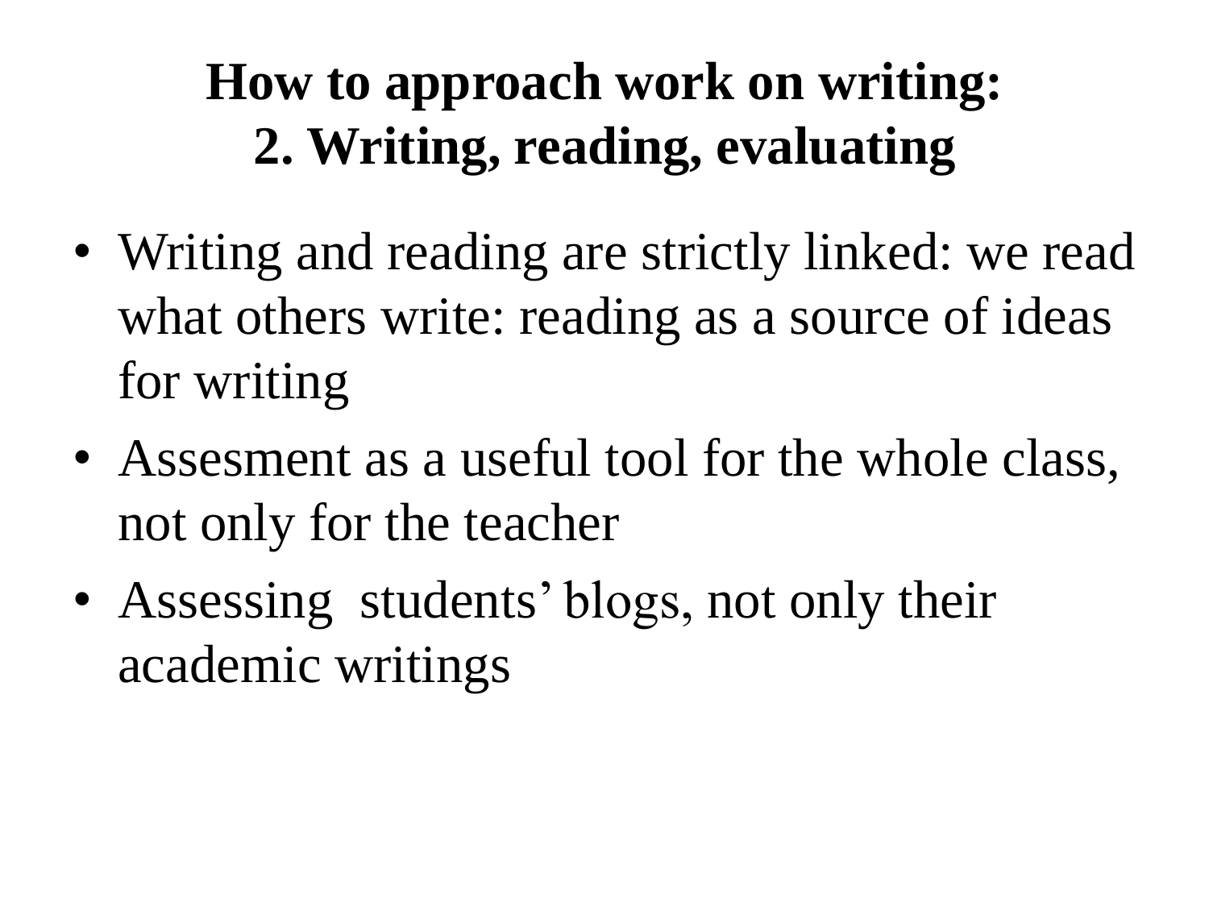# How to approach work on writing:
# 2. Writing, reading, evaluating

- Writing and reading are strictly linked: we read what others write: reading as a source of ideas for writing
- Assesment as a useful tool for the whole class, not only for the teacher
- Assessing students' blogs, not only their academic writings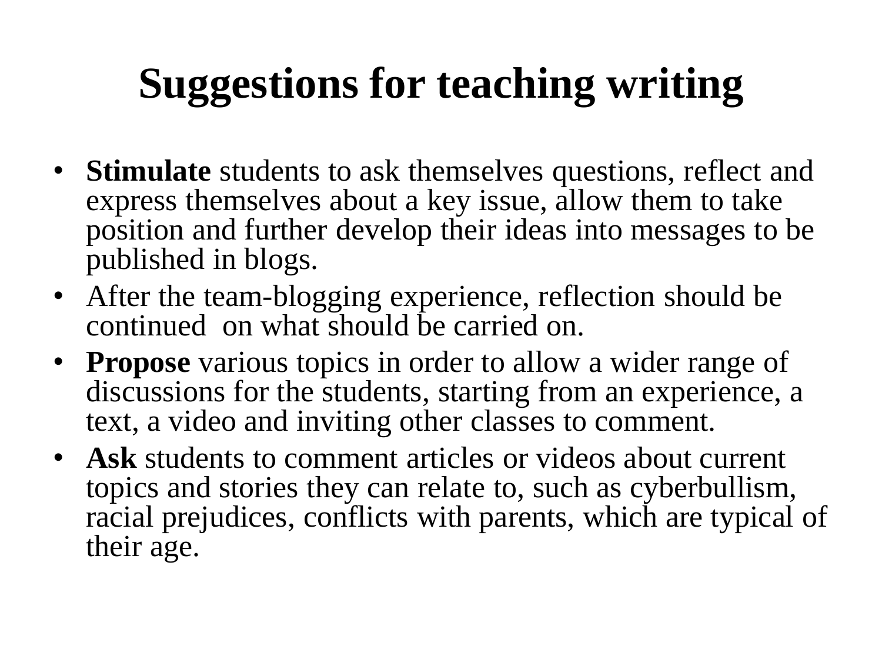# Suggestions for teaching writing

- **Stimulate** students to ask themselves questions, reflect and express themselves about a key issue, allow them to take position and further develop their ideas into messages to be published in blogs.
- After the team-blogging experience, reflection should be continued on what should be carried on.
- **Propose** various topics in order to allow a wider range of discussions for the students, starting from an experience, a text, a video and inviting other classes to comment.
- **Ask** students to comment articles or videos about current topics and stories they can relate to, such as cyberbullism, racial prejudices, conflicts with parents, which are typical of their age.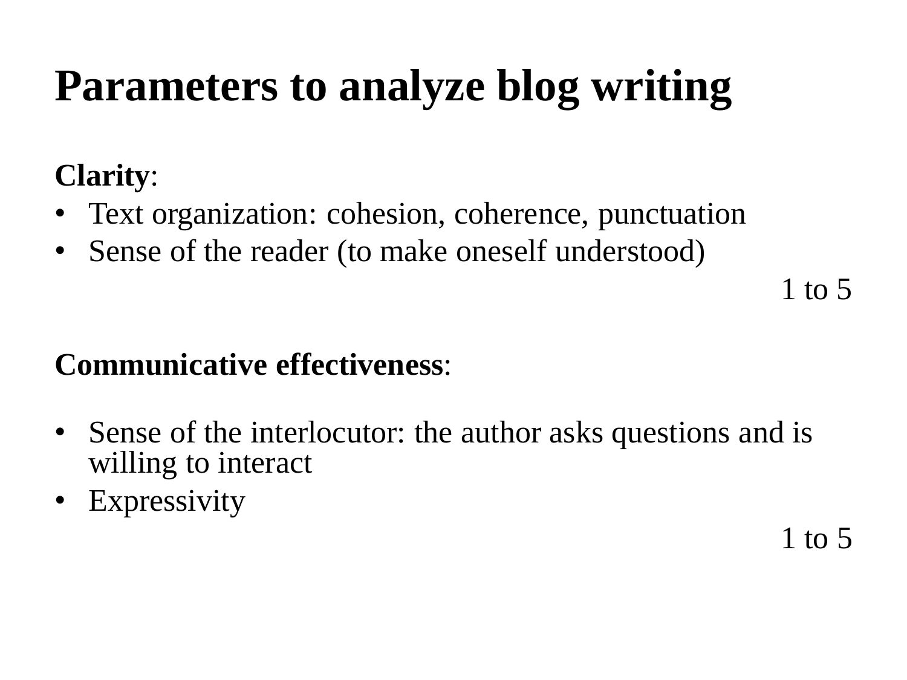# Parameters to analyze blog writing

**Clarity**:

- Text organization: cohesion, coherence, punctuation
- Sense of the reader (to make oneself understood)

1 to 5

**Communicative effectiveness**:

- Sense of the interlocutor: the author asks questions and is willing to interact
- Expressivity

1 to 5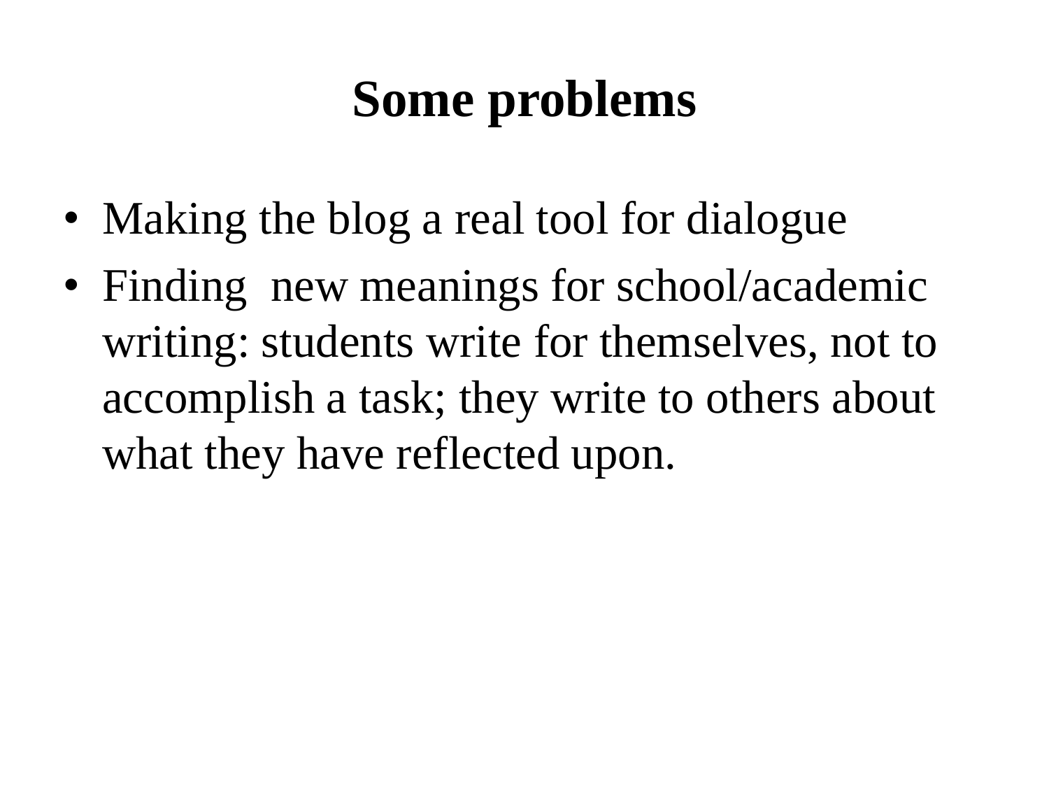# Some problems

- Making the blog a real tool for dialogue
- Finding new meanings for school/academic writing: students write for themselves, not to accomplish a task; they write to others about what they have reflected upon.